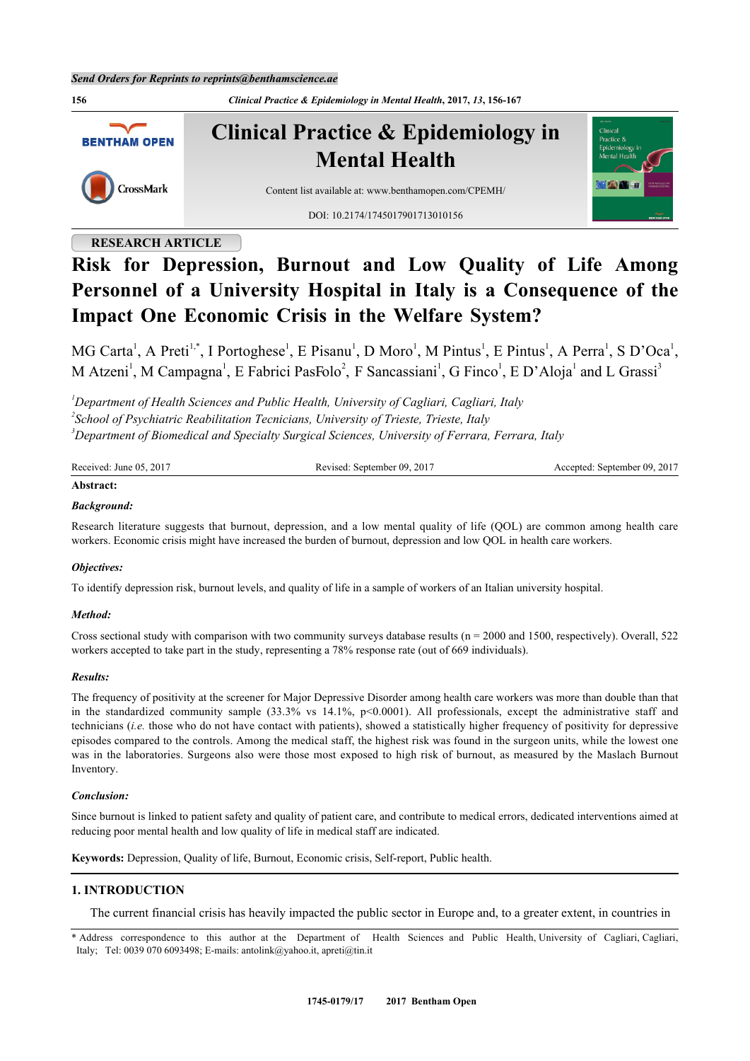RESEARCH ARTICLE

# Risk for Depression, Burnout and Low Quality of Life Among Personnel of a University Hospital in Italy is a Consequence of the Impact One Economic Crisis in the Welfare System?

MG Carta[1], A Preti[1,*], I Portoghese[1], E Pisanu[1], D Moro[1], M Pintus[1], E Pintus[1], A Perra[1], S D'Oca[1], M Atzeni[1], M Campagna[1], E Fabrici PasFolo[2], F Sancassiani[1], G Finco[1], E D'Aloja[1] and L Grassi[3]

[1]*Department of Health Sciences and Public Health, University of Cagliari, Cagliari, Italy*
[2]*School of Psychiatric Reabilitation Tecnicians, University of Trieste, Trieste, Italy*
[3]*Department of Biomedical and Specialty Surgical Sciences, University of Ferrara, Ferrara, Italy*

Received: June 05, 2017 Revised: September 09, 2017 Accepted: September 09, 2017

**Abstract:**

***Background:***

Research literature suggests that burnout, depression, and a low mental quality of life (QOL) are common among health care workers. Economic crisis might have increased the burden of burnout, depression and low QOL in health care workers.

***Objectives:***

To identify depression risk, burnout levels, and quality of life in a sample of workers of an Italian university hospital.

***Method:***

Cross sectional study with comparison with two community surveys database results (n = 2000 and 1500, respectively). Overall, 522 workers accepted to take part in the study, representing a 78% response rate (out of 669 individuals).

***Results:***

The frequency of positivity at the screener for Major Depressive Disorder among health care workers was more than double than that in the standardized community sample (33.3% vs 14.1%, $p<0.0001$). All professionals, except the administrative staff and technicians (*i.e.* those who do not have contact with patients), showed a statistically higher frequency of positivity for depressive episodes compared to the controls. Among the medical staff, the highest risk was found in the surgeon units, while the lowest one was in the laboratories. Surgeons also were those most exposed to high risk of burnout, as measured by the Maslach Burnout Inventory.

***Conclusion:***

Since burnout is linked to patient safety and quality of patient care, and contribute to medical errors, dedicated interventions aimed at reducing poor mental health and low quality of life in medical staff are indicated.

**Keywords:** Depression, Quality of life, Burnout, Economic crisis, Self-report, Public health.

## 1. INTRODUCTION

The current financial crisis has heavily impacted the public sector in Europe and, to a greater extent, in countries in

\* Address correspondence to this author at the Department of Health Sciences and Public Health, University of Cagliari, Cagliari, Italy; Tel: 0039 070 6093498; E-mails: antolink@yahoo.it, apreti@tin.it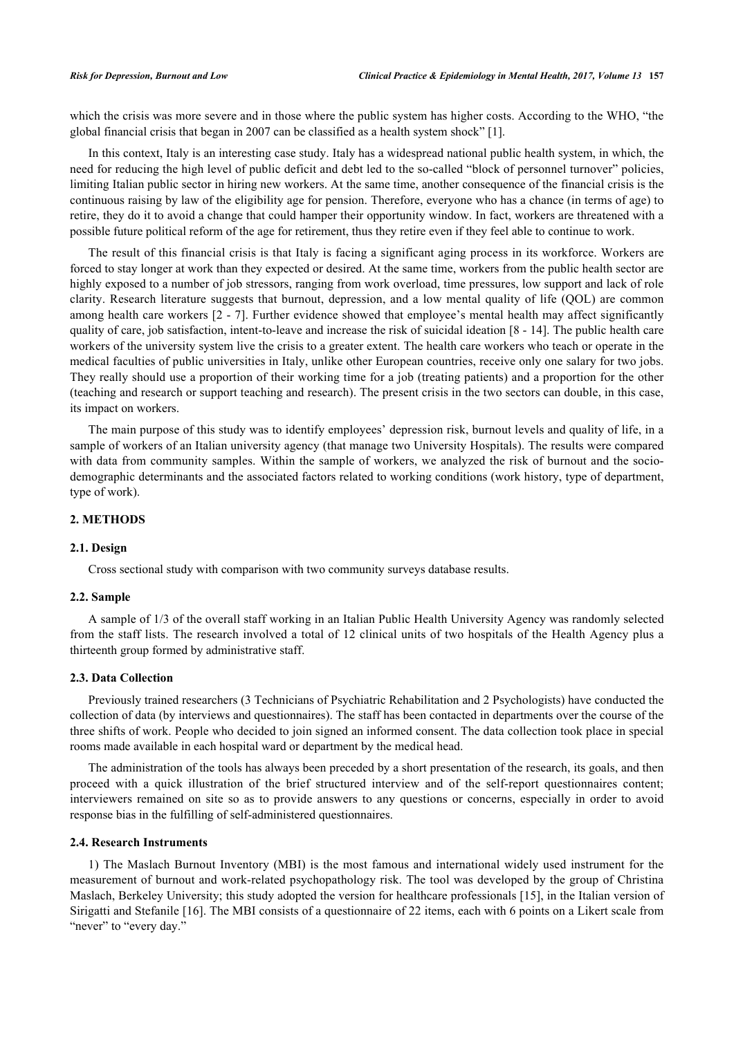which the crisis was more severe and in those where the public system has higher costs. According to the WHO, "the global financial crisis that began in 2007 can be classified as a health system shock" [1].

In this context, Italy is an interesting case study. Italy has a widespread national public health system, in which, the need for reducing the high level of public deficit and debt led to the so-called "block of personnel turnover" policies, limiting Italian public sector in hiring new workers. At the same time, another consequence of the financial crisis is the continuous raising by law of the eligibility age for pension. Therefore, everyone who has a chance (in terms of age) to retire, they do it to avoid a change that could hamper their opportunity window. In fact, workers are threatened with a possible future political reform of the age for retirement, thus they retire even if they feel able to continue to work.

The result of this financial crisis is that Italy is facing a significant aging process in its workforce. Workers are forced to stay longer at work than they expected or desired. At the same time, workers from the public health sector are highly exposed to a number of job stressors, ranging from work overload, time pressures, low support and lack of role clarity. Research literature suggests that burnout, depression, and a low mental quality of life (QOL) are common among health care workers [2 - 7]. Further evidence showed that employee's mental health may affect significantly quality of care, job satisfaction, intent-to-leave and increase the risk of suicidal ideation [8 - 14]. The public health care workers of the university system live the crisis to a greater extent. The health care workers who teach or operate in the medical faculties of public universities in Italy, unlike other European countries, receive only one salary for two jobs. They really should use a proportion of their working time for a job (treating patients) and a proportion for the other (teaching and research or support teaching and research). The present crisis in the two sectors can double, in this case, its impact on workers.

The main purpose of this study was to identify employees' depression risk, burnout levels and quality of life, in a sample of workers of an Italian university agency (that manage two University Hospitals). The results were compared with data from community samples. Within the sample of workers, we analyzed the risk of burnout and the socio-demographic determinants and the associated factors related to working conditions (work history, type of department, type of work).

## 2. METHODS

### 2.1. Design

Cross sectional study with comparison with two community surveys database results.

### 2.2. Sample

A sample of 1/3 of the overall staff working in an Italian Public Health University Agency was randomly selected from the staff lists. The research involved a total of 12 clinical units of two hospitals of the Health Agency plus a thirteenth group formed by administrative staff.

### 2.3. Data Collection

Previously trained researchers (3 Technicians of Psychiatric Rehabilitation and 2 Psychologists) have conducted the collection of data (by interviews and questionnaires). The staff has been contacted in departments over the course of the three shifts of work. People who decided to join signed an informed consent. The data collection took place in special rooms made available in each hospital ward or department by the medical head.

The administration of the tools has always been preceded by a short presentation of the research, its goals, and then proceed with a quick illustration of the brief structured interview and of the self-report questionnaires content; interviewers remained on site so as to provide answers to any questions or concerns, especially in order to avoid response bias in the fulfilling of self-administered questionnaires.

### 2.4. Research Instruments

1) The Maslach Burnout Inventory (MBI) is the most famous and international widely used instrument for the measurement of burnout and work-related psychopathology risk. The tool was developed by the group of Christina Maslach, Berkeley University; this study adopted the version for healthcare professionals [15], in the Italian version of Sirigatti and Stefanile [16]. The MBI consists of a questionnaire of 22 items, each with 6 points on a Likert scale from "never" to "every day."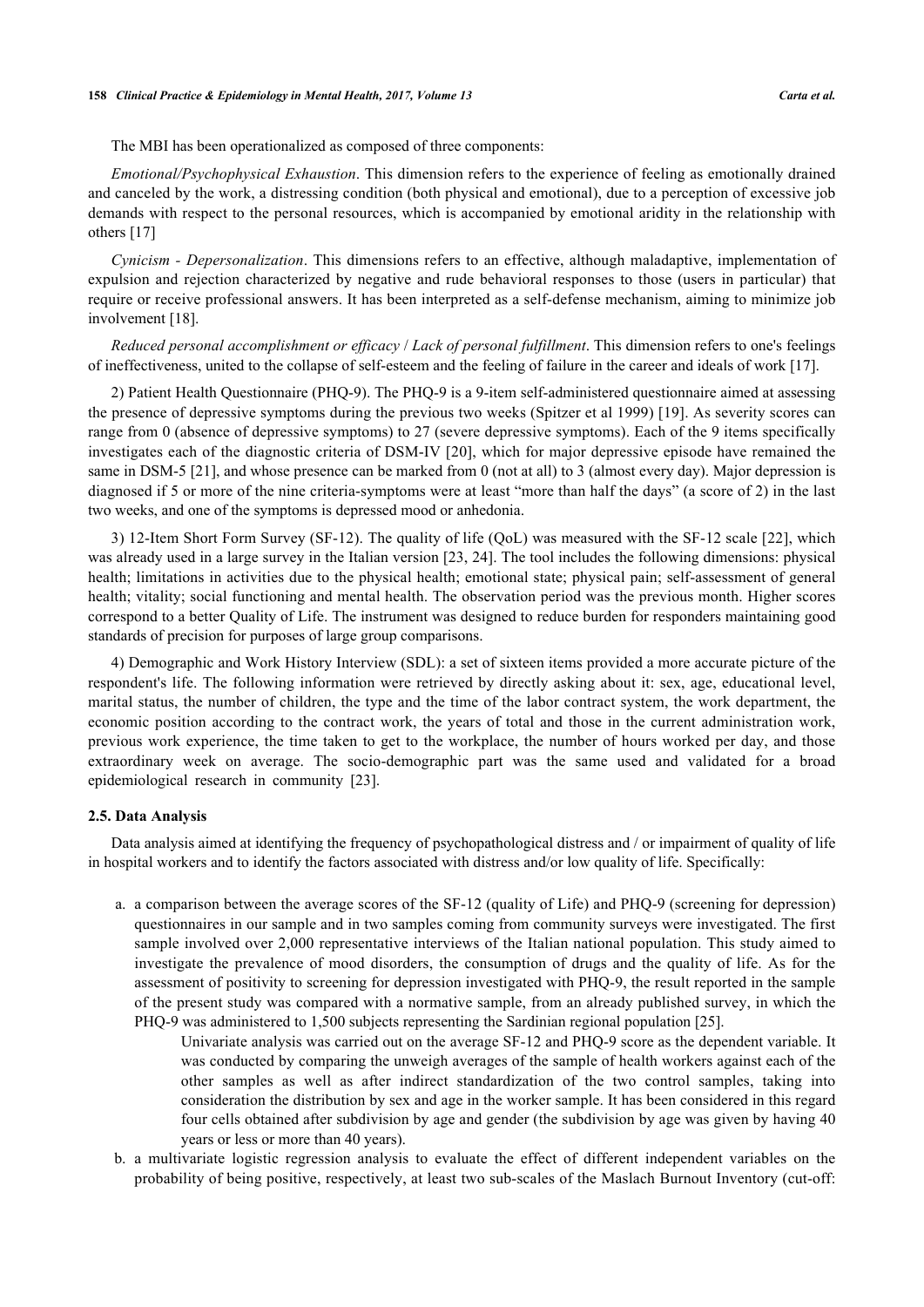The MBI has been operationalized as composed of three components:

*Emotional/Psychophysical Exhaustion*. This dimension refers to the experience of feeling as emotionally drained and canceled by the work, a distressing condition (both physical and emotional), due to a perception of excessive job demands with respect to the personal resources, which is accompanied by emotional aridity in the relationship with others [17]

*Cynicism - Depersonalization*. This dimensions refers to an effective, although maladaptive, implementation of expulsion and rejection characterized by negative and rude behavioral responses to those (users in particular) that require or receive professional answers. It has been interpreted as a self-defense mechanism, aiming to minimize job involvement [18].

*Reduced personal accomplishment or efficacy* / *Lack of personal fulfillment*. This dimension refers to one's feelings of ineffectiveness, united to the collapse of self-esteem and the feeling of failure in the career and ideals of work [17].

2) Patient Health Questionnaire (PHQ-9). The PHQ-9 is a 9-item self-administered questionnaire aimed at assessing the presence of depressive symptoms during the previous two weeks (Spitzer et al 1999) [19]. As severity scores can range from 0 (absence of depressive symptoms) to 27 (severe depressive symptoms). Each of the 9 items specifically investigates each of the diagnostic criteria of DSM-IV [20], which for major depressive episode have remained the same in DSM-5 [21], and whose presence can be marked from 0 (not at all) to 3 (almost every day). Major depression is diagnosed if 5 or more of the nine criteria-symptoms were at least "more than half the days" (a score of 2) in the last two weeks, and one of the symptoms is depressed mood or anhedonia.

3) 12-Item Short Form Survey (SF-12). The quality of life (QoL) was measured with the SF-12 scale [22], which was already used in a large survey in the Italian version [23, 24]. The tool includes the following dimensions: physical health; limitations in activities due to the physical health; emotional state; physical pain; self-assessment of general health; vitality; social functioning and mental health. The observation period was the previous month. Higher scores correspond to a better Quality of Life. The instrument was designed to reduce burden for responders maintaining good standards of precision for purposes of large group comparisons.

4) Demographic and Work History Interview (SDL): a set of sixteen items provided a more accurate picture of the respondent's life. The following information were retrieved by directly asking about it: sex, age, educational level, marital status, the number of children, the type and the time of the labor contract system, the work department, the economic position according to the contract work, the years of total and those in the current administration work, previous work experience, the time taken to get to the workplace, the number of hours worked per day, and those extraordinary week on average. The socio-demographic part was the same used and validated for a broad epidemiological research in community [23].

### 2.5. Data Analysis

Data analysis aimed at identifying the frequency of psychopathological distress and / or impairment of quality of life in hospital workers and to identify the factors associated with distress and/or low quality of life. Specifically:

a. a comparison between the average scores of the SF-12 (quality of Life) and PHQ-9 (screening for depression) questionnaires in our sample and in two samples coming from community surveys were investigated. The first sample involved over 2,000 representative interviews of the Italian national population. This study aimed to investigate the prevalence of mood disorders, the consumption of drugs and the quality of life. As for the assessment of positivity to screening for depression investigated with PHQ-9, the result reported in the sample of the present study was compared with a normative sample, from an already published survey, in which the PHQ-9 was administered to 1,500 subjects representing the Sardinian regional population [25].

   Univariate analysis was carried out on the average SF-12 and PHQ-9 score as the dependent variable. It was conducted by comparing the unweigh averages of the sample of health workers against each of the other samples as well as after indirect standardization of the two control samples, taking into consideration the distribution by sex and age in the worker sample. It has been considered in this regard four cells obtained after subdivision by age and gender (the subdivision by age was given by having 40 years or less or more than 40 years).

b. a multivariate logistic regression analysis to evaluate the effect of different independent variables on the probability of being positive, respectively, at least two sub-scales of the Maslach Burnout Inventory (cut-off: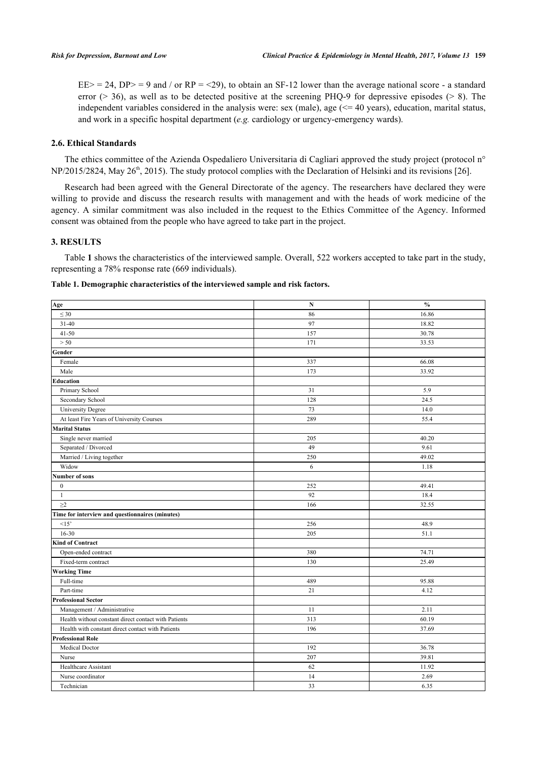EE> = 24, DP> = 9 and / or RP = <29), to obtain an SF-12 lower than the average national score - a standard error (> 36), as well as to be detected positive at the screening PHQ-9 for depressive episodes (> 8). The independent variables considered in the analysis were: sex (male), age (<= 40 years), education, marital status, and work in a specific hospital department (*e.g.* cardiology or urgency-emergency wards).

### 2.6. Ethical Standards

The ethics committee of the Azienda Ospedaliero Universitaria di Cagliari approved the study project (protocol n° NP/2015/2824, May 26th, 2015). The study protocol complies with the Declaration of Helsinki and its revisions [26].

Research had been agreed with the General Directorate of the agency. The researchers have declared they were willing to provide and discuss the research results with management and with the heads of work medicine of the agency. A similar commitment was also included in the request to the Ethics Committee of the Agency. Informed consent was obtained from the people who have agreed to take part in the project.

## 3. RESULTS

Table **1** shows the characteristics of the interviewed sample. Overall, 522 workers accepted to take part in the study, representing a 78% response rate (669 individuals).

**Table 1. Demographic characteristics of the interviewed sample and risk factors.**

| Age | N | % |
|---|---|---|
| ≤ 30 | 86 | 16.86 |
| 31-40 | 97 | 18.82 |
| 41-50 | 157 | 30.78 |
| > 50 | 171 | 33.53 |
| **Gender** | | |
| Female | 337 | 66.08 |
| Male | 173 | 33.92 |
| **Education** | | |
| Primary School | 31 | 5.9 |
| Secondary School | 128 | 24.5 |
| University Degree | 73 | 14.0 |
| At least Fire Years of University Courses | 289 | 55.4 |
| **Marital Status** | | |
| Single never married | 205 | 40.20 |
| Separated / Divorced | 49 | 9.61 |
| Married / Living together | 250 | 49.02 |
| Widow | 6 | 1.18 |
| **Number of sons** | | |
| 0 | 252 | 49.41 |
| 1 | 92 | 18.4 |
| ≥2 | 166 | 32.55 |
| **Time for interview and questionnaires (minutes)** | | |
| <15' | 256 | 48.9 |
| 16-30 | 205 | 51.1 |
| **Kind of Contract** | | |
| Open-ended contract | 380 | 74.71 |
| Fixed-term contract | 130 | 25.49 |
| **Working Time** | | |
| Full-time | 489 | 95.88 |
| Part-time | 21 | 4.12 |
| **Professional Sector** | | |
| Management / Administrative | 11 | 2.11 |
| Health without constant direct contact with Patients | 313 | 60.19 |
| Health with constant direct contact with Patients | 196 | 37.69 |
| **Professional Role** | | |
| Medical Doctor | 192 | 36.78 |
| Nurse | 207 | 39.81 |
| Healthcare Assistant | 62 | 11.92 |
| Nurse coordinator | 14 | 2.69 |
| Technician | 33 | 6.35 |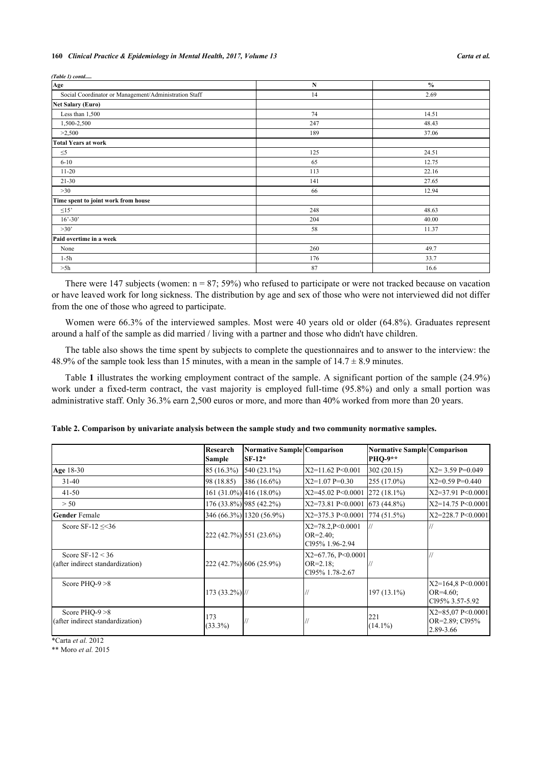*(Table 1) contd.....*

| Age | N | % |
|---|---|---|
| Social Coordinator or Management/Administration Staff | 14 | 2.69 |
| **Net Salary (Euro)** | | |
| Less than 1,500 | 74 | 14.51 |
| 1,500-2,500 | 247 | 48.43 |
| >2,500 | 189 | 37.06 |
| **Total Years at work** | | |
| ≤5 | 125 | 24.51 |
| 6-10 | 65 | 12.75 |
| 11-20 | 113 | 22.16 |
| 21-30 | 141 | 27.65 |
| >30 | 66 | 12.94 |
| **Time spent to joint work from house** | | |
| ≤15' | 248 | 48.63 |
| 16'-30' | 204 | 40.00 |
| >30' | 58 | 11.37 |
| **Paid overtime in a week** | | |
| None | 260 | 49.7 |
| 1-5h | 176 | 33.7 |
| >5h | 87 | 16.6 |

There were 147 subjects (women: n = 87; 59%) who refused to participate or were not tracked because on vacation or have leaved work for long sickness. The distribution by age and sex of those who were not interviewed did not differ from the one of those who agreed to participate.

Women were 66.3% of the interviewed samples. Most were 40 years old or older (64.8%). Graduates represent around a half of the sample as did married / living with a partner and those who didn't have children.

The table also shows the time spent by subjects to complete the questionnaires and to answer to the interview: the 48.9% of the sample took less than 15 minutes, with a mean in the sample of 14.7 ± 8.9 minutes.

Table **1** illustrates the working employment contract of the sample. A significant portion of the sample (24.9%) work under a fixed-term contract, the vast majority is employed full-time (95.8%) and only a small portion was administrative staff. Only 36.3% earn 2,500 euros or more, and more than 40% worked from more than 20 years.

**Table 2. Comparison by univariate analysis between the sample study and two community normative samples.**

| | Research Sample | Normative Sample SF-12* | Comparison | Normative Sample PHQ-9** | Comparison |
|---|---|---|---|---|---|
| **Age** 18-30 | 85 (16.3%) | 540 (23.1%) | X2=11.62 P<0.001 | 302 (20.15) | X2= 3.59 P=0.049 |
| 31-40 | 98 (18.85) | 386 (16.6%) | X2=1.07 P=0.30 | 255 (17.0%) | X2=0.59 P=0.440 |
| 41-50 | 161 (31.0%) | 416 (18.0%) | X2=45.02 P<0.0001 | 272 (18.1%) | X2=37.91 P<0.0001 |
| > 50 | 176 (33.8%) | 985 (42.2%) | X2=73.81 P<0.0001 | 673 (44.8%) | X2=14.75 P<0.0001 |
| **Gender** Female | 346 (66.3%) | 1320 (56.9%) | X2=375.3 P<0.0001 | 774 (51.5%) | X2=228.7 P<0.0001 |
| Score SF-12 ≤<36 | 222 (42.7%) | 551 (23.6%) | X2=78.2,P<0.0001 OR=2.40; Cl95% 1.96-2.94 | // | // |
| Score SF-12 < 36 (after indirect standardization) | 222 (42.7%) | 606 (25.9%) | X2=67.76, P<0.0001 OR=2.18; Cl95% 1.78-2.67 | // | // |
| Score PHQ-9 >8 | 173 (33.2%) | // | // | 197 (13.1%) | X2=164,8 P<0.0001 OR=4.60; Cl95% 3.57-5.92 |
| Score PHQ-9 >8 (after indirect standardization) | 173 (33.3%) | // | // | 221 (14.1%) | X2=85,07 P<0.0001 OR=2.89; Cl95% 2.89-3.66 |

*Carta *et al.* 2012

** Moro *et al.* 2015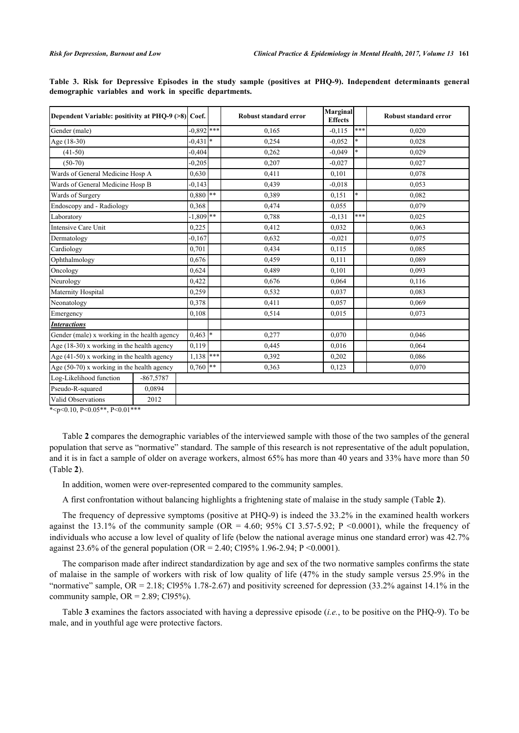**Table 3. Risk for Depressive Episodes in the study sample (positives at PHQ-9). Independent determinants general demographic variables and work in specific departments.**

| Dependent Variable: positivity at PHQ-9 (>8) | Coef. | | Robust standard error | Marginal Effects | | Robust standard error |
|---|---|---|---|---|---|---|
| Gender (male) | -0,892 | *** | 0,165 | -0,115 | *** | 0,020 |
| Age (18-30) | -0,431 | * | 0,254 | -0,052 | * | 0,028 |
| (41-50) | -0,404 | | 0,262 | -0,049 | * | 0,029 |
| (50-70) | -0,205 | | 0,207 | -0,027 | | 0,027 |
| Wards of General Medicine Hosp A | 0,630 | | 0,411 | 0,101 | | 0,078 |
| Wards of General Medicine Hosp B | -0,143 | | 0,439 | -0,018 | | 0,053 |
| Wards of Surgery | 0,880 | ** | 0,389 | 0,151 | * | 0,082 |
| Endoscopy and - Radiology | 0,368 | | 0,474 | 0,055 | | 0,079 |
| Laboratory | -1,809 | ** | 0,788 | -0,131 | *** | 0,025 |
| Intensive Care Unit | 0,225 | | 0,412 | 0,032 | | 0,063 |
| Dermatology | -0,167 | | 0,632 | -0,021 | | 0,075 |
| Cardiology | 0,701 | | 0,434 | 0,115 | | 0,085 |
| Ophthalmology | 0,676 | | 0,459 | 0,111 | | 0,089 |
| Oncology | 0,624 | | 0,489 | 0,101 | | 0,093 |
| Neurology | 0,422 | | 0,676 | 0,064 | | 0,116 |
| Maternity Hospital | 0,259 | | 0,532 | 0,037 | | 0,083 |
| Neonatology | 0,378 | | 0,411 | 0,057 | | 0,069 |
| Emergency | 0,108 | | 0,514 | 0,015 | | 0,073 |
| ***Interactions*** | | | | | | |
| Gender (male) x working in the health agency | 0,463 | * | 0,277 | 0,070 | | 0,046 |
| Age (18-30) x working in the health agency | 0,119 | | 0,445 | 0,016 | | 0,064 |
| Age (41-50) x working in the health agency | 1,138 | *** | 0,392 | 0,202 | | 0,086 |
| Age (50-70) x working in the health agency | 0,760 | ** | 0,363 | 0,123 | | 0,070 |
| Log-Likelihood function | -867,5787 | | | | | |
| Pseudo-R-squared | 0,0894 | | | | | |
| Valid Observations | 2012 | | | | | |

*<p<0.10, P<0.05**, P<0.01***

Table **2** compares the demographic variables of the interviewed sample with those of the two samples of the general population that serve as "normative" standard. The sample of this research is not representative of the adult population, and it is in fact a sample of older on average workers, almost 65% has more than 40 years and 33% have more than 50 (Table **2**).

In addition, women were over-represented compared to the community samples.

A first confrontation without balancing highlights a frightening state of malaise in the study sample (Table **2**).

The frequency of depressive symptoms (positive at PHQ-9) is indeed the 33.2% in the examined health workers against the 13.1% of the community sample (OR = 4.60; 95% CI 3.57-5.92; P <0.0001), while the frequency of individuals who accuse a low level of quality of life (below the national average minus one standard error) was 42.7% against 23.6% of the general population (OR = 2.40; Cl95% 1.96-2.94; P <0.0001).

The comparison made after indirect standardization by age and sex of the two normative samples confirms the state of malaise in the sample of workers with risk of low quality of life (47% in the study sample versus 25.9% in the "normative" sample, OR = 2.18; Cl95% 1.78-2.67) and positivity screened for depression (33.2% against 14.1% in the community sample, OR = 2.89; Cl95%).

Table **3** examines the factors associated with having a depressive episode (*i.e.*, to be positive on the PHQ-9). To be male, and in youthful age were protective factors.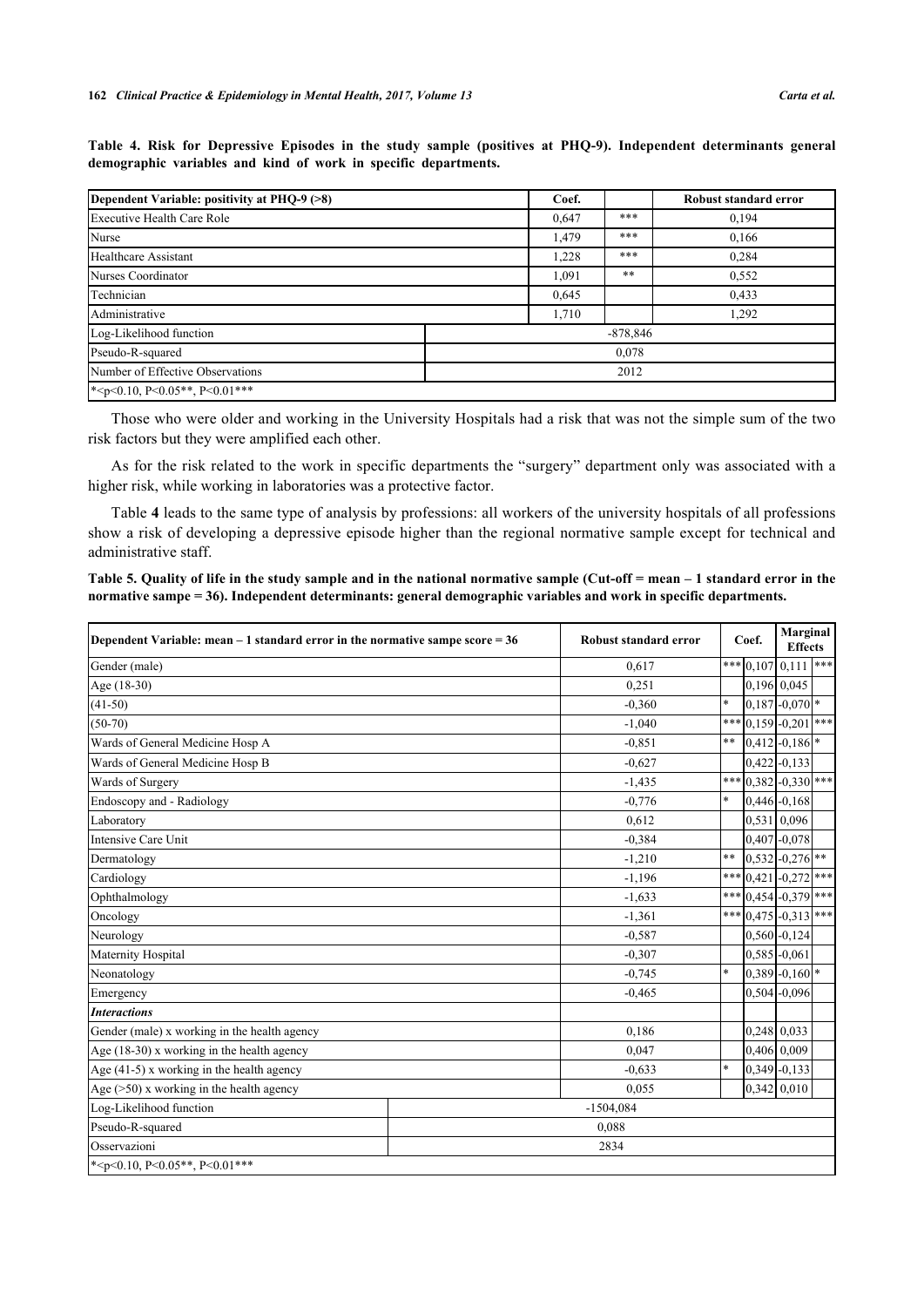**Table 4. Risk for Depressive Episodes in the study sample (positives at PHQ-9). Independent determinants general demographic variables and kind of work in specific departments.**

| Dependent Variable: positivity at PHQ-9 (>8) | Coef. | | Robust standard error |
|---|---|---|---|
| Executive Health Care Role | 0,647 | *** | 0,194 |
| Nurse | 1,479 | *** | 0,166 |
| Healthcare Assistant | 1,228 | *** | 0,284 |
| Nurses Coordinator | 1,091 | ** | 0,552 |
| Technician | 0,645 | | 0,433 |
| Administrative | 1,710 | | 1,292 |
| Log-Likelihood function | -878,846 | | |
| Pseudo-R-squared | 0,078 | | |
| Number of Effective Observations | 2012 | | |
| *<p<0.10, P<0.05**, P<0.01*** | | | |

Those who were older and working in the University Hospitals had a risk that was not the simple sum of the two risk factors but they were amplified each other.

As for the risk related to the work in specific departments the "surgery" department only was associated with a higher risk, while working in laboratories was a protective factor.

Table **4** leads to the same type of analysis by professions: all workers of the university hospitals of all professions show a risk of developing a depressive episode higher than the regional normative sample except for technical and administrative staff.

**Table 5. Quality of life in the study sample and in the national normative sample (Cut-off = mean – 1 standard error in the normative sampe = 36). Independent determinants: general demographic variables and work in specific departments.**

| Dependent Variable: mean – 1 standard error in the normative sampe score = 36 | Robust standard error | | Coef. | Marginal Effects | |
|---|---|---|---|---|---|
| Gender (male) | 0,617 | *** | 0,107 | 0,111 | *** |
| Age (18-30) | 0,251 | | 0,196 | 0,045 | |
| (41-50) | -0,360 | * | 0,187 | -0,070 | * |
| (50-70) | -1,040 | *** | 0,159 | -0,201 | *** |
| Wards of General Medicine Hosp A | -0,851 | ** | 0,412 | -0,186 | * |
| Wards of General Medicine Hosp B | -0,627 | | 0,422 | -0,133 | |
| Wards of Surgery | -1,435 | *** | 0,382 | -0,330 | *** |
| Endoscopy and - Radiology | -0,776 | * | 0,446 | -0,168 | |
| Laboratory | 0,612 | | 0,531 | 0,096 | |
| Intensive Care Unit | -0,384 | | 0,407 | -0,078 | |
| Dermatology | -1,210 | ** | 0,532 | -0,276 | ** |
| Cardiology | -1,196 | *** | 0,421 | -0,272 | *** |
| Ophthalmology | -1,633 | *** | 0,454 | -0,379 | *** |
| Oncology | -1,361 | *** | 0,475 | -0,313 | *** |
| Neurology | -0,587 | | 0,560 | -0,124 | |
| Maternity Hospital | -0,307 | | 0,585 | -0,061 | |
| Neonatology | -0,745 | * | 0,389 | -0,160 | * |
| Emergency | -0,465 | | 0,504 | -0,096 | |
| ***Interactions*** | | | | | |
| Gender (male) x working in the health agency | 0,186 | | 0,248 | 0,033 | |
| Age (18-30) x working in the health agency | 0,047 | | 0,406 | 0,009 | |
| Age (41-5) x working in the health agency | -0,633 | * | 0,349 | -0,133 | |
| Age (>50) x working in the health agency | 0,055 | | 0,342 | 0,010 | |
| Log-Likelihood function | -1504,084 | | | | |
| Pseudo-R-squared | 0,088 | | | | |
| Osservazioni | 2834 | | | | |
| *<p<0.10, P<0.05**, P<0.01*** | | | | | |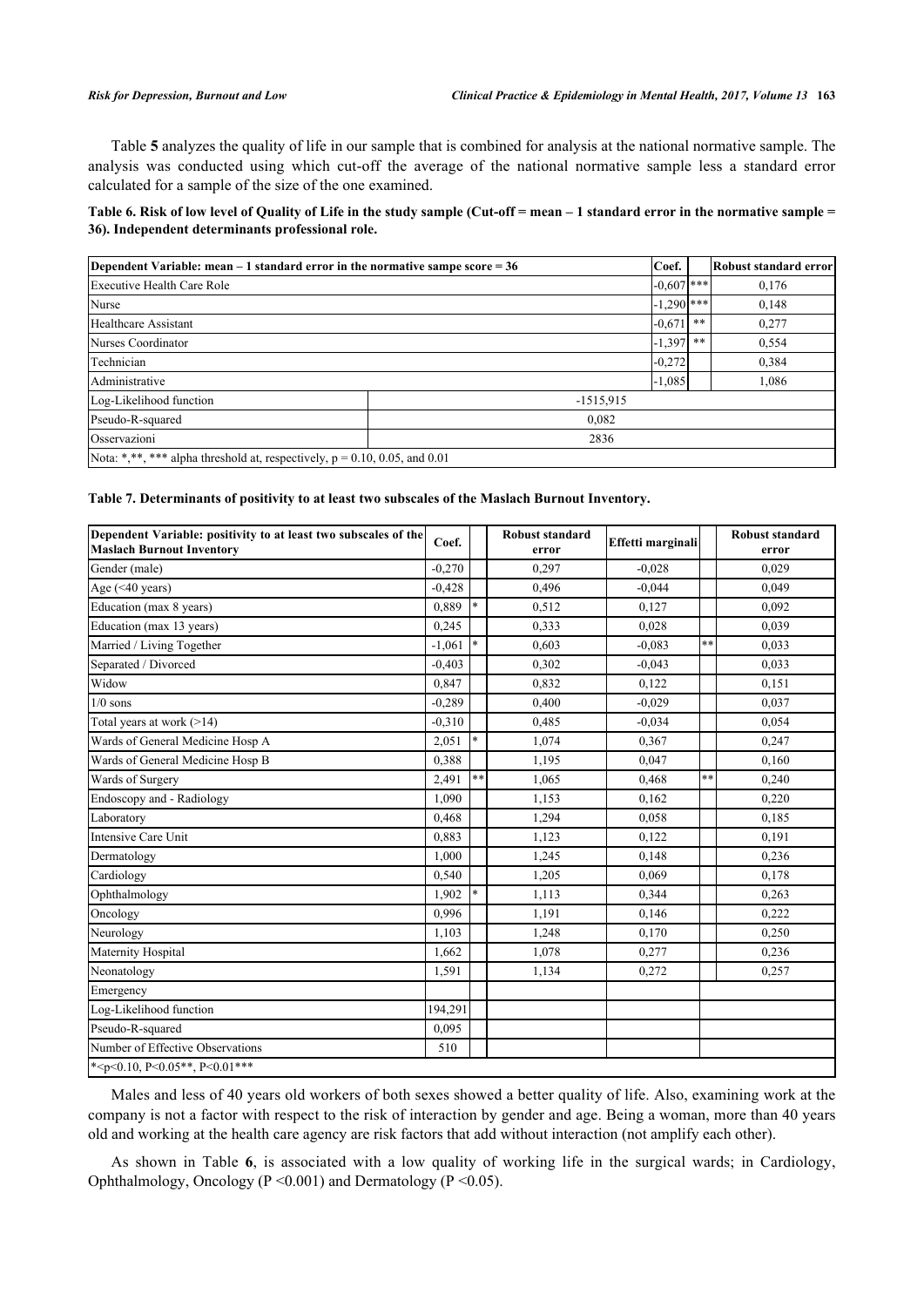Table **5** analyzes the quality of life in our sample that is combined for analysis at the national normative sample. The analysis was conducted using which cut-off the average of the national normative sample less a standard error calculated for a sample of the size of the one examined.

**Table 6. Risk of low level of Quality of Life in the study sample (Cut-off = mean – 1 standard error in the normative sample = 36). Independent determinants professional role.**

| Dependent Variable: mean – 1 standard error in the normative sampe score = 36 | Coef. | | Robust standard error |
|---|---|---|---|
| Executive Health Care Role | -0,607 | *** | 0,176 |
| Nurse | -1,290 | *** | 0,148 |
| Healthcare Assistant | -0,671 | ** | 0,277 |
| Nurses Coordinator | -1,397 | ** | 0,554 |
| Technician | -0,272 | | 0,384 |
| Administrative | -1,085 | | 1,086 |
| Log-Likelihood function | -1515,915 | | |
| Pseudo-R-squared | 0,082 | | |
| Osservazioni | 2836 | | |
| Nota: *,**, *** alpha threshold at, respectively, p = 0.10, 0.05, and 0.01 | | | |

**Table 7. Determinants of positivity to at least two subscales of the Maslach Burnout Inventory.**

| Dependent Variable: positivity to at least two subscales of the Maslach Burnout Inventory | Coef. | | Robust standard error | Effetti marginali | | Robust standard error |
|---|---|---|---|---|---|---|
| Gender (male) | -0,270 | | 0,297 | -0,028 | | 0,029 |
| Age (<40 years) | -0,428 | | 0,496 | -0,044 | | 0,049 |
| Education (max 8 years) | 0,889 | * | 0,512 | 0,127 | | 0,092 |
| Education (max 13 years) | 0,245 | | 0,333 | 0,028 | | 0,039 |
| Married / Living Together | -1,061 | * | 0,603 | -0,083 | ** | 0,033 |
| Separated / Divorced | -0,403 | | 0,302 | -0,043 | | 0,033 |
| Widow | 0,847 | | 0,832 | 0,122 | | 0,151 |
| 1/0 sons | -0,289 | | 0,400 | -0,029 | | 0,037 |
| Total years at work (>14) | -0,310 | | 0,485 | -0,034 | | 0,054 |
| Wards of General Medicine Hosp A | 2,051 | * | 1,074 | 0,367 | | 0,247 |
| Wards of General Medicine Hosp B | 0,388 | | 1,195 | 0,047 | | 0,160 |
| Wards of Surgery | 2,491 | ** | 1,065 | 0,468 | ** | 0,240 |
| Endoscopy and - Radiology | 1,090 | | 1,153 | 0,162 | | 0,220 |
| Laboratory | 0,468 | | 1,294 | 0,058 | | 0,185 |
| Intensive Care Unit | 0,883 | | 1,123 | 0,122 | | 0,191 |
| Dermatology | 1,000 | | 1,245 | 0,148 | | 0,236 |
| Cardiology | 0,540 | | 1,205 | 0,069 | | 0,178 |
| Ophthalmology | 1,902 | * | 1,113 | 0,344 | | 0,263 |
| Oncology | 0,996 | | 1,191 | 0,146 | | 0,222 |
| Neurology | 1,103 | | 1,248 | 0,170 | | 0,250 |
| Maternity Hospital | 1,662 | | 1,078 | 0,277 | | 0,236 |
| Neonatology | 1,591 | | 1,134 | 0,272 | | 0,257 |
| Emergency | | | | | | |
| Log-Likelihood function | 194,291 | | | | | |
| Pseudo-R-squared | 0,095 | | | | | |
| Number of Effective Observations | 510 | | | | | |
| *<p<0.10, P<0.05**, P<0.01*** | | | | | | |

Males and less of 40 years old workers of both sexes showed a better quality of life. Also, examining work at the company is not a factor with respect to the risk of interaction by gender and age. Being a woman, more than 40 years old and working at the health care agency are risk factors that add without interaction (not amplify each other).

As shown in Table **6**, is associated with a low quality of working life in the surgical wards; in Cardiology, Ophthalmology, Oncology (P <0.001) and Dermatology (P <0.05).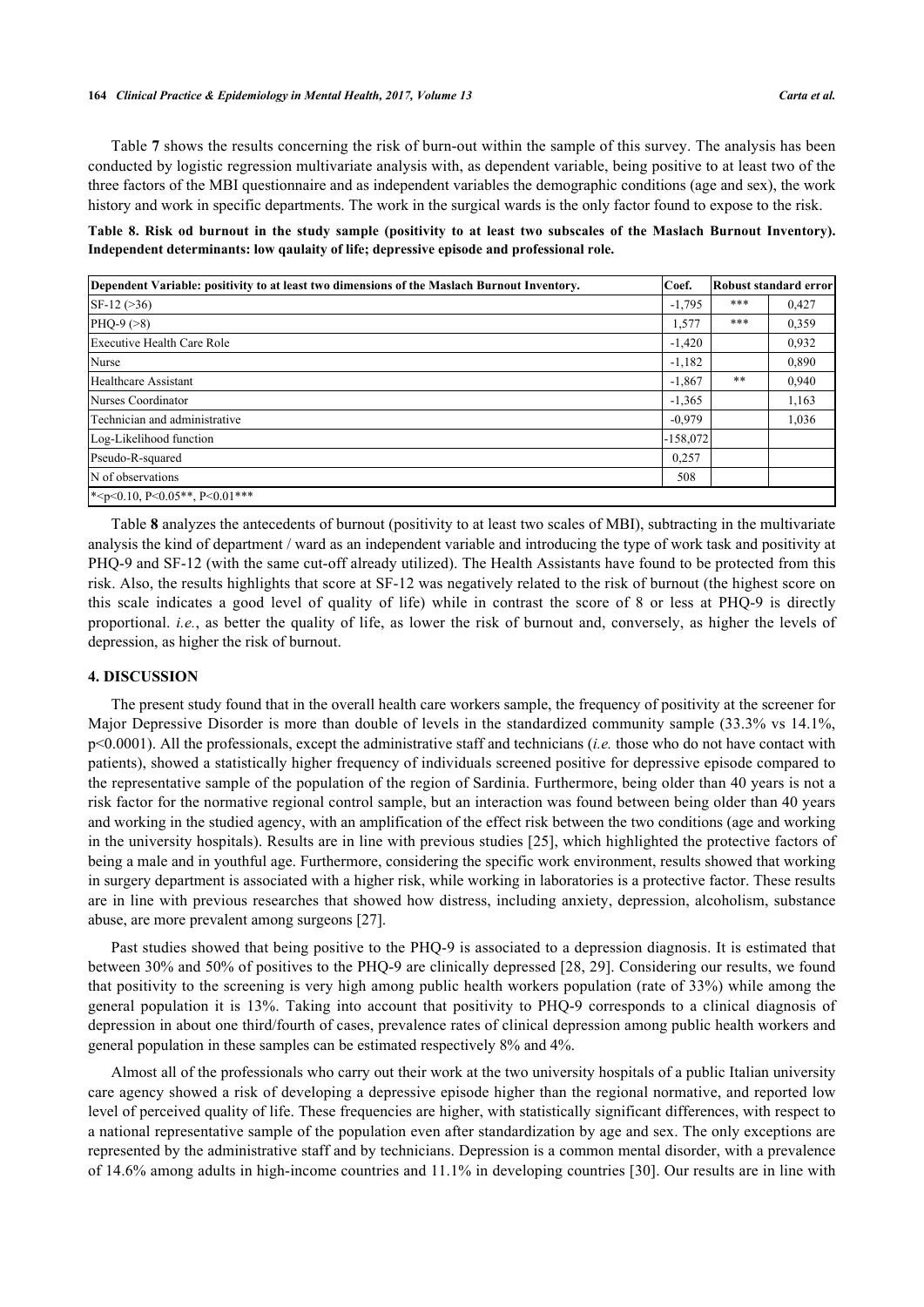Table **7** shows the results concerning the risk of burn-out within the sample of this survey. The analysis has been conducted by logistic regression multivariate analysis with, as dependent variable, being positive to at least two of the three factors of the MBI questionnaire and as independent variables the demographic conditions (age and sex), the work history and work in specific departments. The work in the surgical wards is the only factor found to expose to the risk.

**Table 8. Risk od burnout in the study sample (positivity to at least two subscales of the Maslach Burnout Inventory). Independent determinants: low qaulaity of life; depressive episode and professional role.**

| Dependent Variable: positivity to at least two dimensions of the Maslach Burnout Inventory. | Coef. | Robust standard error | |
|---|---|---|---|
| SF-12 (>36) | -1,795 | *** | 0,427 |
| PHQ-9 (>8) | 1,577 | *** | 0,359 |
| Executive Health Care Role | -1,420 | | 0,932 |
| Nurse | -1,182 | | 0,890 |
| Healthcare Assistant | -1,867 | ** | 0,940 |
| Nurses Coordinator | -1,365 | | 1,163 |
| Technician and administrative | -0,979 | | 1,036 |
| Log-Likelihood function | -158,072 | | |
| Pseudo-R-squared | 0,257 | | |
| N of observations | 508 | | |
| *<p<0.10, P<0.05**, P<0.01*** | | | |

Table **8** analyzes the antecedents of burnout (positivity to at least two scales of MBI), subtracting in the multivariate analysis the kind of department / ward as an independent variable and introducing the type of work task and positivity at PHQ-9 and SF-12 (with the same cut-off already utilized). The Health Assistants have found to be protected from this risk. Also, the results highlights that score at SF-12 was negatively related to the risk of burnout (the highest score on this scale indicates a good level of quality of life) while in contrast the score of 8 or less at PHQ-9 is directly proportional. *i.e.*, as better the quality of life, as lower the risk of burnout and, conversely, as higher the levels of depression, as higher the risk of burnout.

## 4. DISCUSSION

The present study found that in the overall health care workers sample, the frequency of positivity at the screener for Major Depressive Disorder is more than double of levels in the standardized community sample (33.3% vs 14.1%, p<0.0001). All the professionals, except the administrative staff and technicians (*i.e.* those who do not have contact with patients), showed a statistically higher frequency of individuals screened positive for depressive episode compared to the representative sample of the population of the region of Sardinia. Furthermore, being older than 40 years is not a risk factor for the normative regional control sample, but an interaction was found between being older than 40 years and working in the studied agency, with an amplification of the effect risk between the two conditions (age and working in the university hospitals). Results are in line with previous studies [25], which highlighted the protective factors of being a male and in youthful age. Furthermore, considering the specific work environment, results showed that working in surgery department is associated with a higher risk, while working in laboratories is a protective factor. These results are in line with previous researches that showed how distress, including anxiety, depression, alcoholism, substance abuse, are more prevalent among surgeons [27].

Past studies showed that being positive to the PHQ-9 is associated to a depression diagnosis. It is estimated that between 30% and 50% of positives to the PHQ-9 are clinically depressed [28, 29]. Considering our results, we found that positivity to the screening is very high among public health workers population (rate of 33%) while among the general population it is 13%. Taking into account that positivity to PHQ-9 corresponds to a clinical diagnosis of depression in about one third/fourth of cases, prevalence rates of clinical depression among public health workers and general population in these samples can be estimated respectively 8% and 4%.

Almost all of the professionals who carry out their work at the two university hospitals of a public Italian university care agency showed a risk of developing a depressive episode higher than the regional normative, and reported low level of perceived quality of life. These frequencies are higher, with statistically significant differences, with respect to a national representative sample of the population even after standardization by age and sex. The only exceptions are represented by the administrative staff and by technicians. Depression is a common mental disorder, with a prevalence of 14.6% among adults in high-income countries and 11.1% in developing countries [30]. Our results are in line with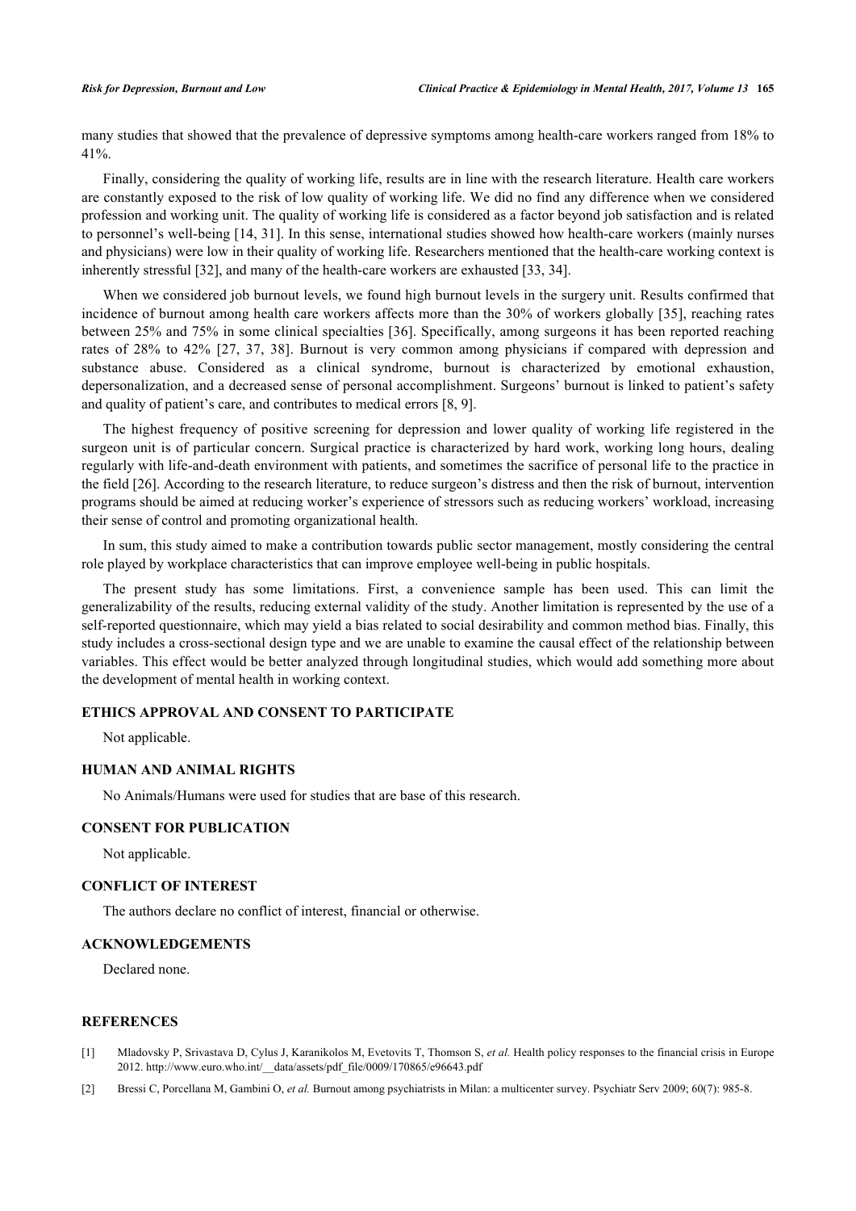many studies that showed that the prevalence of depressive symptoms among health-care workers ranged from 18% to 41%.

Finally, considering the quality of working life, results are in line with the research literature. Health care workers are constantly exposed to the risk of low quality of working life. We did no find any difference when we considered profession and working unit. The quality of working life is considered as a factor beyond job satisfaction and is related to personnel's well-being [14, 31]. In this sense, international studies showed how health-care workers (mainly nurses and physicians) were low in their quality of working life. Researchers mentioned that the health-care working context is inherently stressful [32], and many of the health-care workers are exhausted [33, 34].

When we considered job burnout levels, we found high burnout levels in the surgery unit. Results confirmed that incidence of burnout among health care workers affects more than the 30% of workers globally [35], reaching rates between 25% and 75% in some clinical specialties [36]. Specifically, among surgeons it has been reported reaching rates of 28% to 42% [27, 37, 38]. Burnout is very common among physicians if compared with depression and substance abuse. Considered as a clinical syndrome, burnout is characterized by emotional exhaustion, depersonalization, and a decreased sense of personal accomplishment. Surgeons' burnout is linked to patient's safety and quality of patient's care, and contributes to medical errors [8, 9].

The highest frequency of positive screening for depression and lower quality of working life registered in the surgeon unit is of particular concern. Surgical practice is characterized by hard work, working long hours, dealing regularly with life-and-death environment with patients, and sometimes the sacrifice of personal life to the practice in the field [26]. According to the research literature, to reduce surgeon's distress and then the risk of burnout, intervention programs should be aimed at reducing worker's experience of stressors such as reducing workers' workload, increasing their sense of control and promoting organizational health.

In sum, this study aimed to make a contribution towards public sector management, mostly considering the central role played by workplace characteristics that can improve employee well-being in public hospitals.

The present study has some limitations. First, a convenience sample has been used. This can limit the generalizability of the results, reducing external validity of the study. Another limitation is represented by the use of a self-reported questionnaire, which may yield a bias related to social desirability and common method bias. Finally, this study includes a cross-sectional design type and we are unable to examine the causal effect of the relationship between variables. This effect would be better analyzed through longitudinal studies, which would add something more about the development of mental health in working context.

## ETHICS APPROVAL AND CONSENT TO PARTICIPATE

Not applicable.

## HUMAN AND ANIMAL RIGHTS

No Animals/Humans were used for studies that are base of this research.

## CONSENT FOR PUBLICATION

Not applicable.

## CONFLICT OF INTEREST

The authors declare no conflict of interest, financial or otherwise.

## ACKNOWLEDGEMENTS

Declared none.

## REFERENCES

[1] Mladovsky P, Srivastava D, Cylus J, Karanikolos M, Evetovits T, Thomson S, *et al.* Health policy responses to the financial crisis in Europe 2012. http://www.euro.who.int/__data/assets/pdf_file/0009/170865/e96643.pdf

[2] Bressi C, Porcellana M, Gambini O, *et al.* Burnout among psychiatrists in Milan: a multicenter survey. Psychiatr Serv 2009; 60(7): 985-8.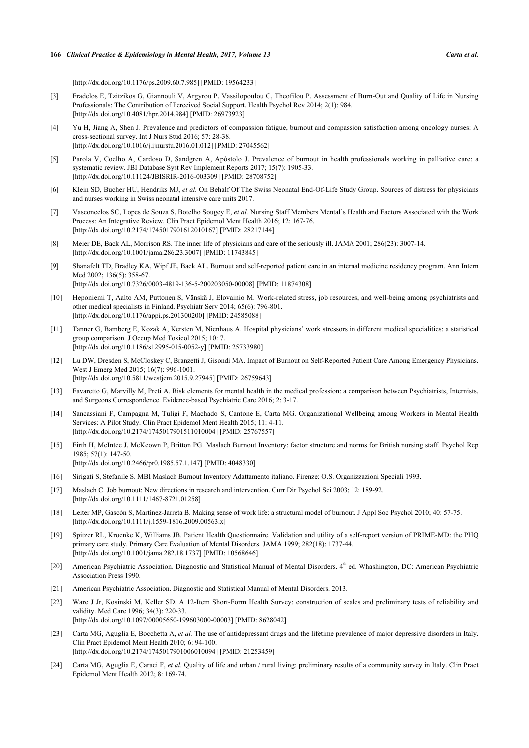[http://dx.doi.org/10.1176/ps.2009.60.7.985] [PMID: 19564233]

[3] Fradelos E, Tzitzikos G, Giannouli V, Argyrou P, Vassilopoulou C, Theofilou P. Assessment of Burn-Out and Quality of Life in Nursing Professionals: The Contribution of Perceived Social Support. Health Psychol Rev 2014; 2(1): 984. [http://dx.doi.org/10.4081/hpr.2014.984] [PMID: 26973923]

[4] Yu H, Jiang A, Shen J. Prevalence and predictors of compassion fatigue, burnout and compassion satisfaction among oncology nurses: A cross-sectional survey. Int J Nurs Stud 2016; 57: 28-38. [http://dx.doi.org/10.1016/j.ijnurstu.2016.01.012] [PMID: 27045562]

[5] Parola V, Coelho A, Cardoso D, Sandgren A, Apóstolo J. Prevalence of burnout in health professionals working in palliative care: a systematic review. JBI Database Syst Rev Implement Reports 2017; 15(7): 1905-33. [http://dx.doi.org/10.11124/JBISRIR-2016-003309] [PMID: 28708752]

[6] Klein SD, Bucher HU, Hendriks MJ, *et al.* On Behalf Of The Swiss Neonatal End-Of-Life Study Group. Sources of distress for physicians and nurses working in Swiss neonatal intensive care units 2017.

[7] Vasconcelos SC, Lopes de Souza S, Botelho Sougey E, *et al.* Nursing Staff Members Mental's Health and Factors Associated with the Work Process: An Integrative Review. Clin Pract Epidemol Ment Health 2016; 12: 167-76. [http://dx.doi.org/10.2174/1745017901612010167] [PMID: 28217144]

[8] Meier DE, Back AL, Morrison RS. The inner life of physicians and care of the seriously ill. JAMA 2001; 286(23): 3007-14. [http://dx.doi.org/10.1001/jama.286.23.3007] [PMID: 11743845]

[9] Shanafelt TD, Bradley KA, Wipf JE, Back AL. Burnout and self-reported patient care in an internal medicine residency program. Ann Intern Med 2002; 136(5): 358-67. [http://dx.doi.org/10.7326/0003-4819-136-5-200203050-00008] [PMID: 11874308]

[10] Heponiemi T, Aalto AM, Puttonen S, Vänskä J, Elovainio M. Work-related stress, job resources, and well-being among psychiatrists and other medical specialists in Finland. Psychiatr Serv 2014; 65(6): 796-801. [http://dx.doi.org/10.1176/appi.ps.201300200] [PMID: 24585088]

[11] Tanner G, Bamberg E, Kozak A, Kersten M, Nienhaus A. Hospital physicians' work stressors in different medical specialities: a statistical group comparison. J Occup Med Toxicol 2015; 10: 7. [http://dx.doi.org/10.1186/s12995-015-0052-y] [PMID: 25733980]

[12] Lu DW, Dresden S, McCloskey C, Branzetti J, Gisondi MA. Impact of Burnout on Self-Reported Patient Care Among Emergency Physicians. West J Emerg Med 2015; 16(7): 996-1001. [http://dx.doi.org/10.5811/westjem.2015.9.27945] [PMID: 26759643]

[13] Favaretto G, Marvilly M, Preti A. Risk elements for mental health in the medical profession: a comparison between Psychiatrists, Internists, and Surgeons Correspondence. Evidence-based Psychiatric Care 2016; 2: 3-17.

[14] Sancassiani F, Campagna M, Tuligi F, Machado S, Cantone E, Carta MG. Organizational Wellbeing among Workers in Mental Health Services: A Pilot Study. Clin Pract Epidemol Ment Health 2015; 11: 4-11. [http://dx.doi.org/10.2174/1745017901511010004] [PMID: 25767557]

[15] Firth H, McIntee J, McKeown P, Britton PG. Maslach Burnout Inventory: factor structure and norms for British nursing staff. Psychol Rep 1985; 57(1): 147-50. [http://dx.doi.org/10.2466/pr0.1985.57.1.147] [PMID: 4048330]

[16] Sirigati S, Stefanile S. MBI Maslach Burnout Inventory Adattamento italiano. Firenze: O.S. Organizzazioni Speciali 1993.

[17] Maslach C. Job burnout: New directions in research and intervention. Curr Dir Psychol Sci 2003; 12: 189-92. [http://dx.doi.org/10.1111/1467-8721.01258]

[18] Leiter MP, Gascón S, Martínez-Jarreta B. Making sense of work life: a structural model of burnout. J Appl Soc Psychol 2010; 40: 57-75. [http://dx.doi.org/10.1111/j.1559-1816.2009.00563.x]

[19] Spitzer RL, Kroenke K, Williams JB. Patient Health Questionnaire. Validation and utility of a self-report version of PRIME-MD: the PHQ primary care study. Primary Care Evaluation of Mental Disorders. JAMA 1999; 282(18): 1737-44. [http://dx.doi.org/10.1001/jama.282.18.1737] [PMID: 10568646]

[20] American Psychiatric Association. Diagnostic and Statistical Manual of Mental Disorders. 4th ed. Whashington, DC: American Psychiatric Association Press 1990.

[21] American Psychiatric Association. Diagnostic and Statistical Manual of Mental Disorders. 2013.

[22] Ware J Jr, Kosinski M, Keller SD. A 12-Item Short-Form Health Survey: construction of scales and preliminary tests of reliability and validity. Med Care 1996; 34(3): 220-33. [http://dx.doi.org/10.1097/00005650-199603000-00003] [PMID: 8628042]

[23] Carta MG, Aguglia E, Bocchetta A, *et al.* The use of antidepressant drugs and the lifetime prevalence of major depressive disorders in Italy. Clin Pract Epidemol Ment Health 2010; 6: 94-100. [http://dx.doi.org/10.2174/1745017901006010094] [PMID: 21253459]

[24] Carta MG, Aguglia E, Caraci F, *et al.* Quality of life and urban / rural living: preliminary results of a community survey in Italy. Clin Pract Epidemol Ment Health 2012; 8: 169-74.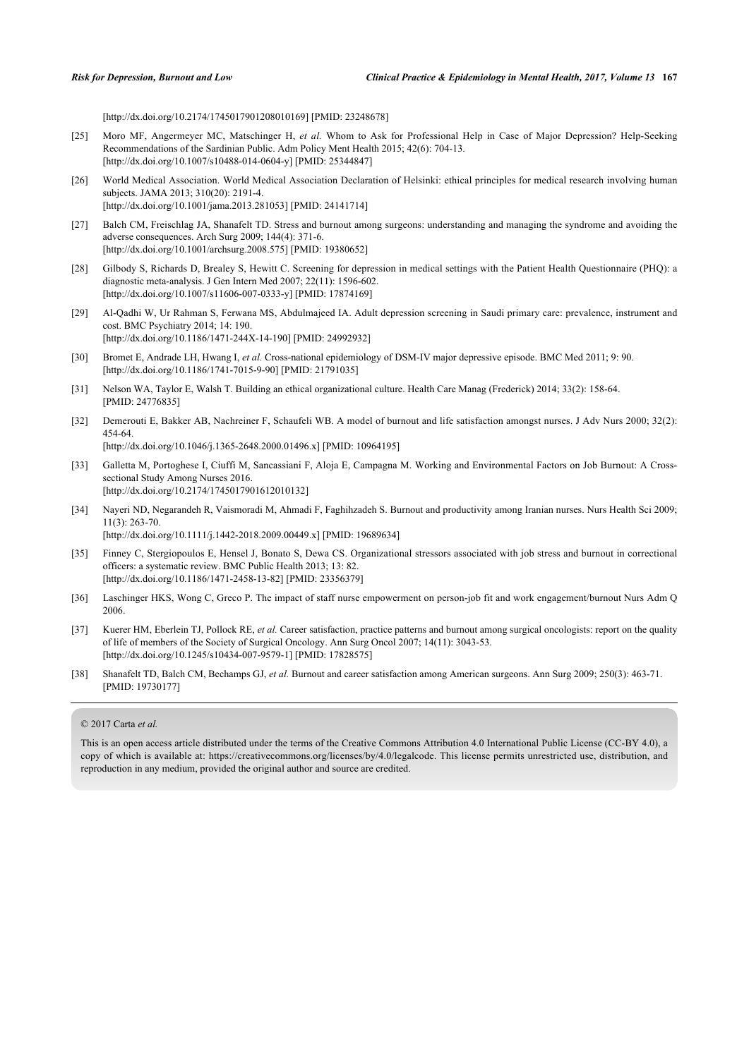[http://dx.doi.org/10.2174/1745017901208010169] [PMID: 23248678]

[25] Moro MF, Angermeyer MC, Matschinger H, *et al.* Whom to Ask for Professional Help in Case of Major Depression? Help-Seeking Recommendations of the Sardinian Public. Adm Policy Ment Health 2015; 42(6): 704-13. [http://dx.doi.org/10.1007/s10488-014-0604-y] [PMID: 25344847]

[26] World Medical Association. World Medical Association Declaration of Helsinki: ethical principles for medical research involving human subjects. JAMA 2013; 310(20): 2191-4. [http://dx.doi.org/10.1001/jama.2013.281053] [PMID: 24141714]

[27] Balch CM, Freischlag JA, Shanafelt TD. Stress and burnout among surgeons: understanding and managing the syndrome and avoiding the adverse consequences. Arch Surg 2009; 144(4): 371-6. [http://dx.doi.org/10.1001/archsurg.2008.575] [PMID: 19380652]

[28] Gilbody S, Richards D, Brealey S, Hewitt C. Screening for depression in medical settings with the Patient Health Questionnaire (PHQ): a diagnostic meta-analysis. J Gen Intern Med 2007; 22(11): 1596-602. [http://dx.doi.org/10.1007/s11606-007-0333-y] [PMID: 17874169]

[29] Al-Qadhi W, Ur Rahman S, Ferwana MS, Abdulmajeed IA. Adult depression screening in Saudi primary care: prevalence, instrument and cost. BMC Psychiatry 2014; 14: 190. [http://dx.doi.org/10.1186/1471-244X-14-190] [PMID: 24992932]

[30] Bromet E, Andrade LH, Hwang I, *et al.* Cross-national epidemiology of DSM-IV major depressive episode. BMC Med 2011; 9: 90. [http://dx.doi.org/10.1186/1741-7015-9-90] [PMID: 21791035]

[31] Nelson WA, Taylor E, Walsh T. Building an ethical organizational culture. Health Care Manag (Frederick) 2014; 33(2): 158-64. [PMID: 24776835]

[32] Demerouti E, Bakker AB, Nachreiner F, Schaufeli WB. A model of burnout and life satisfaction amongst nurses. J Adv Nurs 2000; 32(2): 454-64. [http://dx.doi.org/10.1046/j.1365-2648.2000.01496.x] [PMID: 10964195]

[33] Galletta M, Portoghese I, Ciuffi M, Sancassiani F, Aloja E, Campagna M. Working and Environmental Factors on Job Burnout: A Cross-sectional Study Among Nurses 2016. [http://dx.doi.org/10.2174/1745017901612010132]

[34] Nayeri ND, Negarandeh R, Vaismoradi M, Ahmadi F, Faghihzadeh S. Burnout and productivity among Iranian nurses. Nurs Health Sci 2009; 11(3): 263-70. [http://dx.doi.org/10.1111/j.1442-2018.2009.00449.x] [PMID: 19689634]

[35] Finney C, Stergiopoulos E, Hensel J, Bonato S, Dewa CS. Organizational stressors associated with job stress and burnout in correctional officers: a systematic review. BMC Public Health 2013; 13: 82. [http://dx.doi.org/10.1186/1471-2458-13-82] [PMID: 23356379]

[36] Laschinger HKS, Wong C, Greco P. The impact of staff nurse empowerment on person-job fit and work engagement/burnout Nurs Adm Q 2006.

[37] Kuerer HM, Eberlein TJ, Pollock RE, *et al.* Career satisfaction, practice patterns and burnout among surgical oncologists: report on the quality of life of members of the Society of Surgical Oncology. Ann Surg Oncol 2007; 14(11): 3043-53. [http://dx.doi.org/10.1245/s10434-007-9579-1] [PMID: 17828575]

[38] Shanafelt TD, Balch CM, Bechamps GJ, *et al.* Burnout and career satisfaction among American surgeons. Ann Surg 2009; 250(3): 463-71. [PMID: 19730177]

© 2017 Carta *et al.*

This is an open access article distributed under the terms of the Creative Commons Attribution 4.0 International Public License (CC-BY 4.0), a copy of which is available at: https://creativecommons.org/licenses/by/4.0/legalcode. This license permits unrestricted use, distribution, and reproduction in any medium, provided the original author and source are credited.